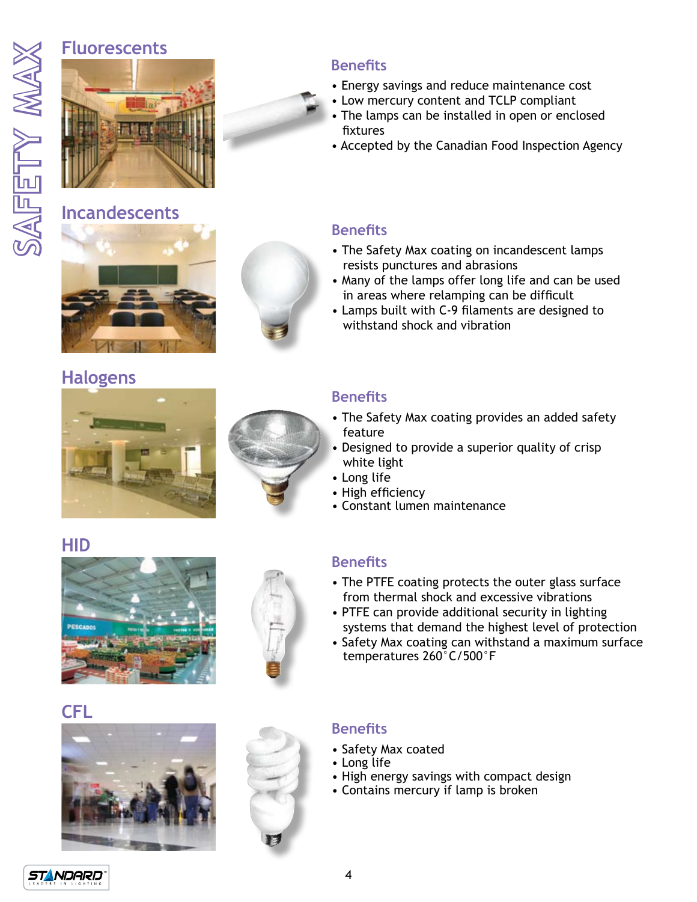# SAFETY MAX

## Fluorescents

### Benefits

- Energy savings and reduce maintenance cost
- Low mercury content and TCLP compliant
- The lamps can be installed in open or enclosed fixtures
- Accepted by the Canadian Food Inspection Agency

## Incandescents

### Benefits

- The Safety Max coating on incandescent lamps resists punctures and abrasions
- Many of the lamps offer long life and can be used in areas where relamping can be difficult
- Lamps built with C-9 filaments are designed to withstand shock and vibration

## Halogens

### Benefits

- The Safety Max coating provides an added safety feature
- Designed to provide a superior quality of crisp white light
- Long life
- High efficiency
- Constant lumen maintenance

## HID

### Benefits

- The PTFE coating protects the outer glass surface from thermal shock and excessive vibrations
- PTFE can provide additional security in lighting systems that demand the highest level of protection
- Safety Max coating can withstand a maximum surface temperatures 260°C/500°F

## CFL

### Benefits

- Safety Max coated
- Long life
- High energy savings with compact design
- Contains mercury if lamp is broken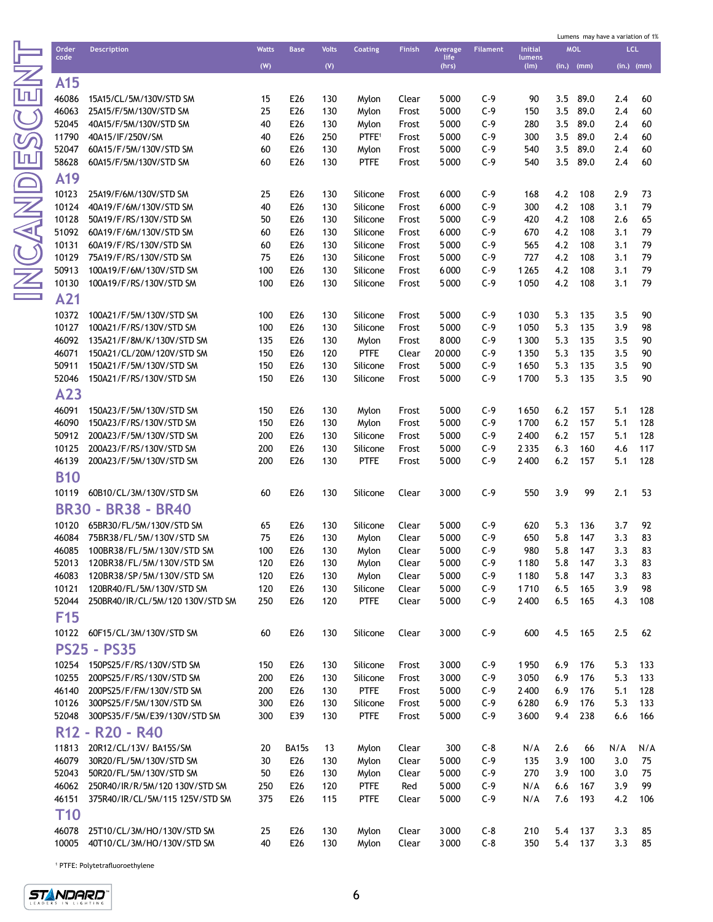# INCANDESCENT

Lumens may have a variation of 1%

| Order code | Description | Watts (W) | Base | Volts (V) | Coating | Finish | Average life (hrs) | Filament | Initial lumens (lm) | MOL (in.) | MOL (mm) | LCL (in.) | LCL (mm) |
|---|---|---|---|---|---|---|---|---|---|---|---|---|---|
| **A15** | | | | | | | | | | | | | |
| 46086 | 15A15/CL/5M/130V/STD SM | 15 | E26 | 130 | Mylon | Clear | 5000 | C-9 | 90 | 3.5 | 89.0 | 2.4 | 60 |
| 46063 | 25A15/F/5M/130V/STD SM | 25 | E26 | 130 | Mylon | Frost | 5000 | C-9 | 150 | 3.5 | 89.0 | 2.4 | 60 |
| 52045 | 40A15/F/5M/130V/STD SM | 40 | E26 | 130 | Mylon | Frost | 5000 | C-9 | 280 | 3.5 | 89.0 | 2.4 | 60 |
| 11790 | 40A15/IF/250V/SM | 40 | E26 | 250 | PTFE[1] | Frost | 5000 | C-9 | 300 | 3.5 | 89.0 | 2.4 | 60 |
| 52047 | 60A15/F/5M/130V/STD SM | 60 | E26 | 130 | Mylon | Frost | 5000 | C-9 | 540 | 3.5 | 89.0 | 2.4 | 60 |
| 58628 | 60A15/F/5M/130V/STD SM | 60 | E26 | 130 | PTFE | Frost | 5000 | C-9 | 540 | 3.5 | 89.0 | 2.4 | 60 |
| **A19** | | | | | | | | | | | | | |
| 10123 | 25A19/F/6M/130V/STD SM | 25 | E26 | 130 | Silicone | Frost | 6000 | C-9 | 168 | 4.2 | 108 | 2.9 | 73 |
| 10124 | 40A19/F/6M/130V/STD SM | 40 | E26 | 130 | Silicone | Frost | 6000 | C-9 | 300 | 4.2 | 108 | 3.1 | 79 |
| 10128 | 50A19/F/RS/130V/STD SM | 50 | E26 | 130 | Silicone | Frost | 5000 | C-9 | 420 | 4.2 | 108 | 2.6 | 65 |
| 51092 | 60A19/F/6M/130V/STD SM | 60 | E26 | 130 | Silicone | Frost | 6000 | C-9 | 670 | 4.2 | 108 | 3.1 | 79 |
| 10131 | 60A19/F/RS/130V/STD SM | 60 | E26 | 130 | Silicone | Frost | 5000 | C-9 | 565 | 4.2 | 108 | 3.1 | 79 |
| 10129 | 75A19/F/RS/130V/STD SM | 75 | E26 | 130 | Silicone | Frost | 5000 | C-9 | 727 | 4.2 | 108 | 3.1 | 79 |
| 50913 | 100A19/F/6M/130V/STD SM | 100 | E26 | 130 | Silicone | Frost | 6000 | C-9 | 1265 | 4.2 | 108 | 3.1 | 79 |
| 10130 | 100A19/F/RS/130V/STD SM | 100 | E26 | 130 | Silicone | Frost | 5000 | C-9 | 1050 | 4.2 | 108 | 3.1 | 79 |
| **A21** | | | | | | | | | | | | | |
| 10372 | 100A21/F/5M/130V/STD SM | 100 | E26 | 130 | Silicone | Frost | 5000 | C-9 | 1030 | 5.3 | 135 | 3.5 | 90 |
| 10127 | 100A21/F/RS/130V/STD SM | 100 | E26 | 130 | Silicone | Frost | 5000 | C-9 | 1050 | 5.3 | 135 | 3.9 | 98 |
| 46092 | 135A21/F/8M/K/130V/STD SM | 135 | E26 | 130 | Mylon | Frost | 8000 | C-9 | 1300 | 5.3 | 135 | 3.5 | 90 |
| 46071 | 150A21/CL/20M/120V/STD SM | 150 | E26 | 120 | PTFE | Clear | 20000 | C-9 | 1350 | 5.3 | 135 | 3.5 | 90 |
| 50911 | 150A21/F/5M/130V/STD SM | 150 | E26 | 130 | Silicone | Frost | 5000 | C-9 | 1650 | 5.3 | 135 | 3.5 | 90 |
| 52046 | 150A21/F/RS/130V/STD SM | 150 | E26 | 130 | Silicone | Frost | 5000 | C-9 | 1700 | 5.3 | 135 | 3.5 | 90 |
| **A23** | | | | | | | | | | | | | |
| 46091 | 150A23/F/5M/130V/STD SM | 150 | E26 | 130 | Mylon | Frost | 5000 | C-9 | 1650 | 6.2 | 157 | 5.1 | 128 |
| 46090 | 150A23/F/RS/130V/STD SM | 150 | E26 | 130 | Mylon | Frost | 5000 | C-9 | 1700 | 6.2 | 157 | 5.1 | 128 |
| 50912 | 200A23/F/5M/130V/STD SM | 200 | E26 | 130 | Silicone | Frost | 5000 | C-9 | 2400 | 6.2 | 157 | 5.1 | 128 |
| 10125 | 200A23/F/RS/130V/STD SM | 200 | E26 | 130 | Silicone | Frost | 5000 | C-9 | 2335 | 6.3 | 160 | 4.6 | 117 |
| 46139 | 200A23/F/5M/130V/STD SM | 200 | E26 | 130 | PTFE | Frost | 5000 | C-9 | 2400 | 6.2 | 157 | 5.1 | 128 |
| **B10** | | | | | | | | | | | | | |
| 10119 | 60B10/CL/3M/130V/STD SM | 60 | E26 | 130 | Silicone | Clear | 3000 | C-9 | 550 | 3.9 | 99 | 2.1 | 53 |
| **BR30 - BR38 - BR40** | | | | | | | | | | | | | |
| 10120 | 65BR30/FL/5M/130V/STD SM | 65 | E26 | 130 | Silicone | Clear | 5000 | C-9 | 620 | 5.3 | 136 | 3.7 | 92 |
| 46084 | 75BR38/FL/5M/130V/STD SM | 75 | E26 | 130 | Mylon | Clear | 5000 | C-9 | 650 | 5.8 | 147 | 3.3 | 83 |
| 46085 | 100BR38/FL/5M/130V/STD SM | 100 | E26 | 130 | Mylon | Clear | 5000 | C-9 | 980 | 5.8 | 147 | 3.3 | 83 |
| 52013 | 120BR38/FL/5M/130V/STD SM | 120 | E26 | 130 | Mylon | Clear | 5000 | C-9 | 1180 | 5.8 | 147 | 3.3 | 83 |
| 46083 | 120BR38/SP/5M/130V/STD SM | 120 | E26 | 130 | Mylon | Clear | 5000 | C-9 | 1180 | 5.8 | 147 | 3.3 | 83 |
| 10121 | 120BR40/FL/5M/130V/STD SM | 120 | E26 | 130 | Silicone | Clear | 5000 | C-9 | 1710 | 6.5 | 165 | 3.9 | 98 |
| 52044 | 250BR40/IR/CL/5M/120 130V/STD SM | 250 | E26 | 120 | PTFE | Clear | 5000 | C-9 | 2400 | 6.5 | 165 | 4.3 | 108 |
| **F15** | | | | | | | | | | | | | |
| 10122 | 60F15/CL/3M/130V/STD SM | 60 | E26 | 130 | Silicone | Clear | 3000 | C-9 | 600 | 4.5 | 165 | 2.5 | 62 |
| **PS25 - PS35** | | | | | | | | | | | | | |
| 10254 | 150PS25/F/RS/130V/STD SM | 150 | E26 | 130 | Silicone | Frost | 3000 | C-9 | 1950 | 6.9 | 176 | 5.3 | 133 |
| 10255 | 200PS25/F/RS/130V/STD SM | 200 | E26 | 130 | Silicone | Frost | 3000 | C-9 | 3050 | 6.9 | 176 | 5.3 | 133 |
| 46140 | 200PS25/F/FM/130V/STD SM | 200 | E26 | 130 | PTFE | Frost | 5000 | C-9 | 2400 | 6.9 | 176 | 5.1 | 128 |
| 10126 | 300PS25/F/5M/130V/STD SM | 300 | E26 | 130 | Silicone | Frost | 5000 | C-9 | 6280 | 6.9 | 176 | 5.3 | 133 |
| 52048 | 300PS35/F/5M/E39/130V/STD SM | 300 | E39 | 130 | PTFE | Frost | 5000 | C-9 | 3600 | 9.4 | 238 | 6.6 | 166 |
| **R12 - R20 - R40** | | | | | | | | | | | | | |
| 11813 | 20R12/CL/13V/ BA15S/SM | 20 | BA15s | 13 | Mylon | Clear | 300 | C-8 | N/A | 2.6 | 66 | N/A | N/A |
| 46079 | 30R20/FL/5M/130V/STD SM | 30 | E26 | 130 | Mylon | Clear | 5000 | C-9 | 135 | 3.9 | 100 | 3.0 | 75 |
| 52043 | 50R20/FL/5M/130V/STD SM | 50 | E26 | 130 | Mylon | Clear | 5000 | C-9 | 270 | 3.9 | 100 | 3.0 | 75 |
| 46062 | 250R40/IR/R/5M/120 130V/STD SM | 250 | E26 | 120 | PTFE | Red | 5000 | C-9 | N/A | 6.6 | 167 | 3.9 | 99 |
| 46151 | 375R40/IR/CL/5M/115 125V/STD SM | 375 | E26 | 115 | PTFE | Clear | 5000 | C-9 | N/A | 7.6 | 193 | 4.2 | 106 |
| **T10** | | | | | | | | | | | | | |
| 46078 | 25T10/CL/3M/HO/130V/STD SM | 25 | E26 | 130 | Mylon | Clear | 3000 | C-8 | 210 | 5.4 | 137 | 3.3 | 85 |
| 10005 | 40T10/CL/3M/HO/130V/STD SM | 40 | E26 | 130 | Mylon | Clear | 3000 | C-8 | 350 | 5.4 | 137 | 3.3 | 85 |

[1] PTFE: Polytetrafluoroethylene